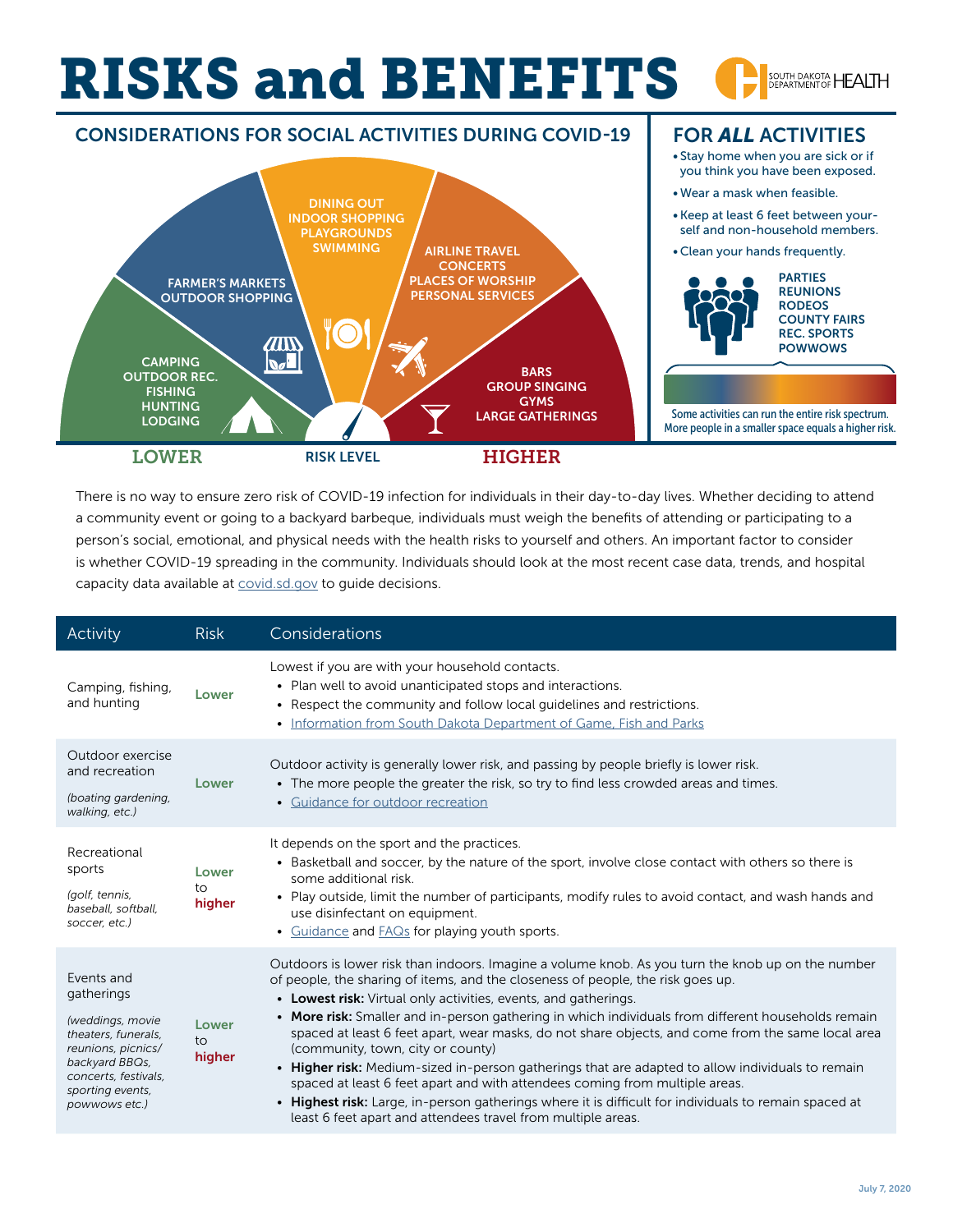# RISKS and BENEFITS

SOUTH DAKOTA DEPARTMENT OF HEALTH

## CONSIDERATIONS FOR SOCIAL ACTIVITIES DURING COVID-19

CAMPING
OUTDOOR REC.
FISHING
HUNTING
LODGING

FARMER'S MARKETS
OUTDOOR SHOPPING

DINING OUT
INDOOR SHOPPING
PLAYGROUNDS
SWIMMING

AIRLINE TRAVEL
CONCERTS
PLACES OF WORSHIP
PERSONAL SERVICES

BARS
GROUP SINGING
GYMS
LARGE GATHERINGS

LOWER — RISK LEVEL — HIGHER

## FOR *ALL* ACTIVITIES

- Stay home when you are sick or if you think you have been exposed.
- Wear a mask when feasible.
- Keep at least 6 feet between yourself and non-household members.
- Clean your hands frequently.

PARTIES
REUNIONS
RODEOS
COUNTY FAIRS
REC. SPORTS
POWWOWS

Some activities can run the entire risk spectrum. More people in a smaller space equals a higher risk.

There is no way to ensure zero risk of COVID-19 infection for individuals in their day-to-day lives. Whether deciding to attend a community event or going to a backyard barbeque, individuals must weigh the benefits of attending or participating to a person's social, emotional, and physical needs with the health risks to yourself and others. An important factor to consider is whether COVID-19 spreading in the community. Individuals should look at the most recent case data, trends, and hospital capacity data available at covid.sd.gov to guide decisions.

| Activity | Risk | Considerations |
|---|---|---|
| Camping, fishing, and hunting | Lower | Lowest if you are with your household contacts.<br>• Plan well to avoid unanticipated stops and interactions.<br>• Respect the community and follow local guidelines and restrictions.<br>• Information from South Dakota Department of Game, Fish and Parks |
| Outdoor exercise and recreation<br>*(boating gardening, walking, etc.)* | Lower | Outdoor activity is generally lower risk, and passing by people briefly is lower risk.<br>• The more people the greater the risk, so try to find less crowded areas and times.<br>• Guidance for outdoor recreation |
| Recreational sports<br>*(golf, tennis, baseball, softball, soccer, etc.)* | Lower to higher | It depends on the sport and the practices.<br>• Basketball and soccer, by the nature of the sport, involve close contact with others so there is some additional risk.<br>• Play outside, limit the number of participants, modify rules to avoid contact, and wash hands and use disinfectant on equipment.<br>• Guidance and FAQs for playing youth sports. |
| Events and gatherings<br>*(weddings, movie theaters, funerals, reunions, picnics/ backyard BBQs, concerts, festivals, sporting events, powwows etc.)* | Lower to higher | Outdoors is lower risk than indoors. Imagine a volume knob. As you turn the knob up on the number of people, the sharing of items, and the closeness of people, the risk goes up.<br>• **Lowest risk:** Virtual only activities, events, and gatherings.<br>• **More risk:** Smaller and in-person gathering in which individuals from different households remain spaced at least 6 feet apart, wear masks, do not share objects, and come from the same local area (community, town, city or county)<br>• **Higher risk:** Medium-sized in-person gatherings that are adapted to allow individuals to remain spaced at least 6 feet apart and with attendees coming from multiple areas.<br>• **Highest risk:** Large, in-person gatherings where it is difficult for individuals to remain spaced at least 6 feet apart and attendees travel from multiple areas. |

July 7, 2020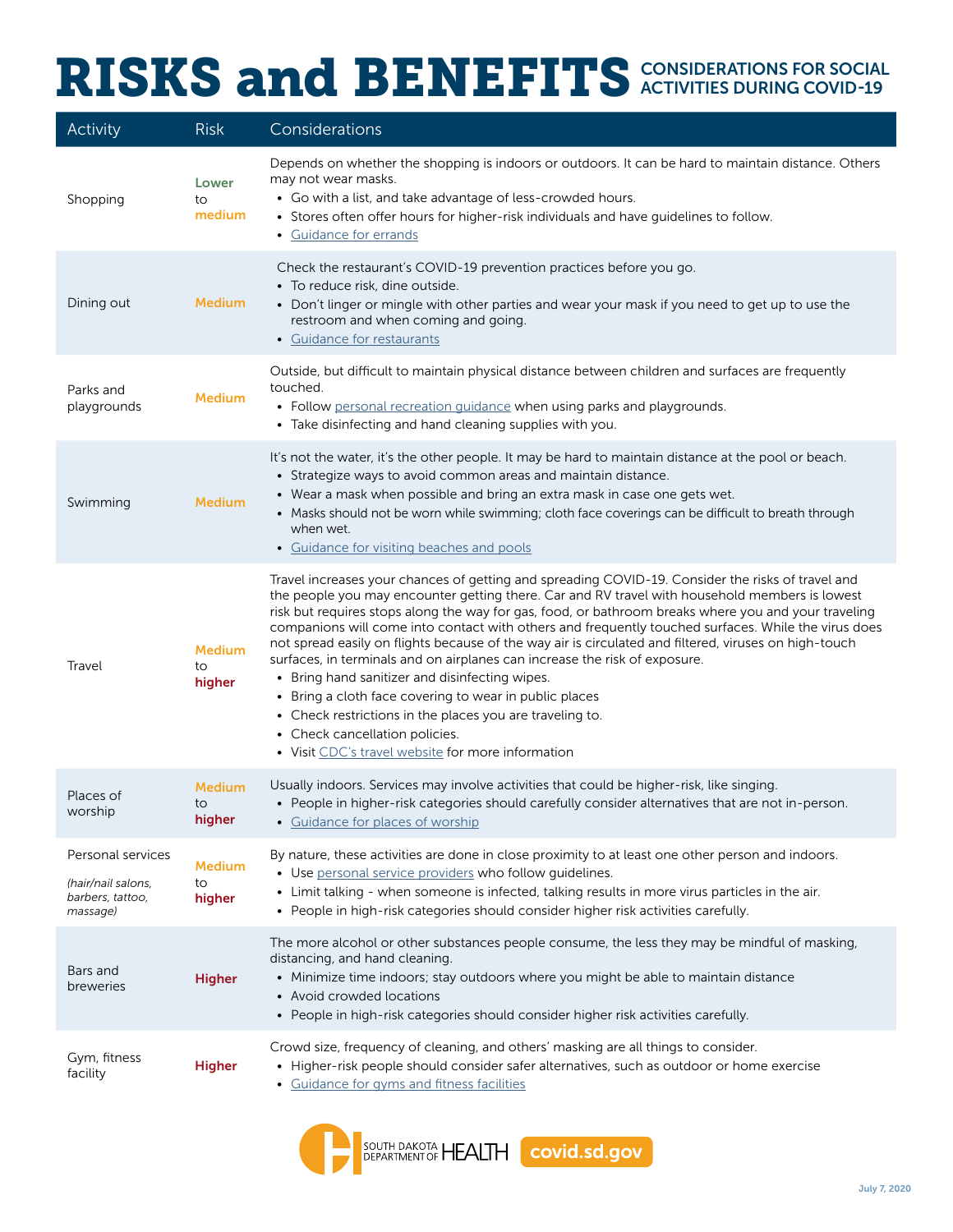# RISKS and BENEFITS

## CONSIDERATIONS FOR SOCIAL ACTIVITIES DURING COVID-19

| Activity | Risk | Considerations |
|---|---|---|
| Shopping | **Lower** to **medium** | Depends on whether the shopping is indoors or outdoors. It can be hard to maintain distance. Others may not wear masks.<br>• Go with a list, and take advantage of less-crowded hours.<br>• Stores often offer hours for higher-risk individuals and have guidelines to follow.<br>• Guidance for errands |
| Dining out | **Medium** | Check the restaurant's COVID-19 prevention practices before you go.<br>• To reduce risk, dine outside.<br>• Don't linger or mingle with other parties and wear your mask if you need to get up to use the restroom and when coming and going.<br>• Guidance for restaurants |
| Parks and playgrounds | **Medium** | Outside, but difficult to maintain physical distance between children and surfaces are frequently touched.<br>• Follow personal recreation guidance when using parks and playgrounds.<br>• Take disinfecting and hand cleaning supplies with you. |
| Swimming | **Medium** | It's not the water, it's the other people. It may be hard to maintain distance at the pool or beach.<br>• Strategize ways to avoid common areas and maintain distance.<br>• Wear a mask when possible and bring an extra mask in case one gets wet.<br>• Masks should not be worn while swimming; cloth face coverings can be difficult to breath through when wet.<br>• Guidance for visiting beaches and pools |
| Travel | **Medium** to **higher** | Travel increases your chances of getting and spreading COVID-19. Consider the risks of travel and the people you may encounter getting there. Car and RV travel with household members is lowest risk but requires stops along the way for gas, food, or bathroom breaks where you and your traveling companions will come into contact with others and frequently touched surfaces. While the virus does not spread easily on flights because of the way air is circulated and filtered, viruses on high-touch surfaces, in terminals and on airplanes can increase the risk of exposure.<br>• Bring hand sanitizer and disinfecting wipes.<br>• Bring a cloth face covering to wear in public places<br>• Check restrictions in the places you are traveling to.<br>• Check cancellation policies.<br>• Visit CDC's travel website for more information |
| Places of worship | **Medium** to **higher** | Usually indoors. Services may involve activities that could be higher-risk, like singing.<br>• People in higher-risk categories should carefully consider alternatives that are not in-person.<br>• Guidance for places of worship |
| Personal services<br>*(hair/nail salons, barbers, tattoo, massage)* | **Medium** to **higher** | By nature, these activities are done in close proximity to at least one other person and indoors.<br>• Use personal service providers who follow guidelines.<br>• Limit talking - when someone is infected, talking results in more virus particles in the air.<br>• People in high-risk categories should consider higher risk activities carefully. |
| Bars and breweries | **Higher** | The more alcohol or other substances people consume, the less they may be mindful of masking, distancing, and hand cleaning.<br>• Minimize time indoors; stay outdoors where you might be able to maintain distance<br>• Avoid crowded locations<br>• People in high-risk categories should consider higher risk activities carefully. |
| Gym, fitness facility | **Higher** | Crowd size, frequency of cleaning, and others' masking are all things to consider.<br>• Higher-risk people should consider safer alternatives, such as outdoor or home exercise<br>• Guidance for gyms and fitness facilities |

SOUTH DAKOTA DEPARTMENT OF HEALTH covid.sd.gov

July 7, 2020